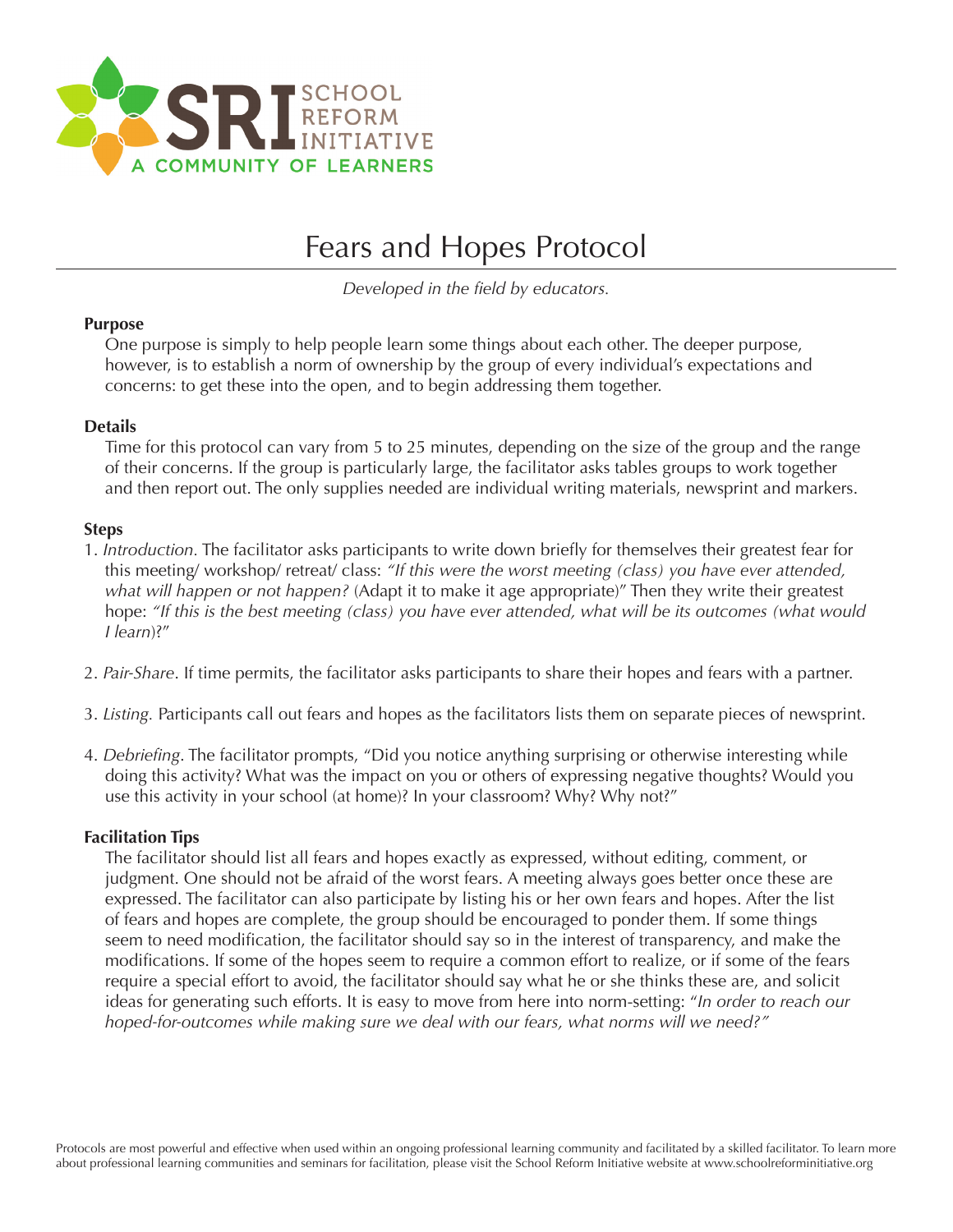SRI SCHOOL REFORM INITIATIVE
A COMMUNITY OF LEARNERS

# Fears and Hopes Protocol

*Developed in the field by educators.*

**Purpose**

One purpose is simply to help people learn some things about each other. The deeper purpose, however, is to establish a norm of ownership by the group of every individual's expectations and concerns: to get these into the open, and to begin addressing them together.

**Details**

Time for this protocol can vary from 5 to 25 minutes, depending on the size of the group and the range of their concerns. If the group is particularly large, the facilitator asks tables groups to work together and then report out. The only supplies needed are individual writing materials, newsprint and markers.

**Steps**

1. *Introduction.* The facilitator asks participants to write down briefly for themselves their greatest fear for this meeting/ workshop/ retreat/ class: *"If this were the worst meeting (class) you have ever attended, what will happen or not happen?* (Adapt it to make it age appropriate)" Then they write their greatest hope: *"If this is the best meeting (class) you have ever attended, what will be its outcomes (what would I learn*)?"

2. *Pair-Share*. If time permits, the facilitator asks participants to share their hopes and fears with a partner.

3. *Listing.* Participants call out fears and hopes as the facilitators lists them on separate pieces of newsprint.

4. *Debriefing*. The facilitator prompts, "Did you notice anything surprising or otherwise interesting while doing this activity? What was the impact on you or others of expressing negative thoughts? Would you use this activity in your school (at home)? In your classroom? Why? Why not?"

**Facilitation Tips**

The facilitator should list all fears and hopes exactly as expressed, without editing, comment, or judgment. One should not be afraid of the worst fears. A meeting always goes better once these are expressed. The facilitator can also participate by listing his or her own fears and hopes. After the list of fears and hopes are complete, the group should be encouraged to ponder them. If some things seem to need modification, the facilitator should say so in the interest of transparency, and make the modifications. If some of the hopes seem to require a common effort to realize, or if some of the fears require a special effort to avoid, the facilitator should say what he or she thinks these are, and solicit ideas for generating such efforts. It is easy to move from here into norm-setting: "*In order to reach our hoped-for-outcomes while making sure we deal with our fears, what norms will we need?"*

Protocols are most powerful and effective when used within an ongoing professional learning community and facilitated by a skilled facilitator. To learn more about professional learning communities and seminars for facilitation, please visit the School Reform Initiative website at www.schoolreforminitiative.org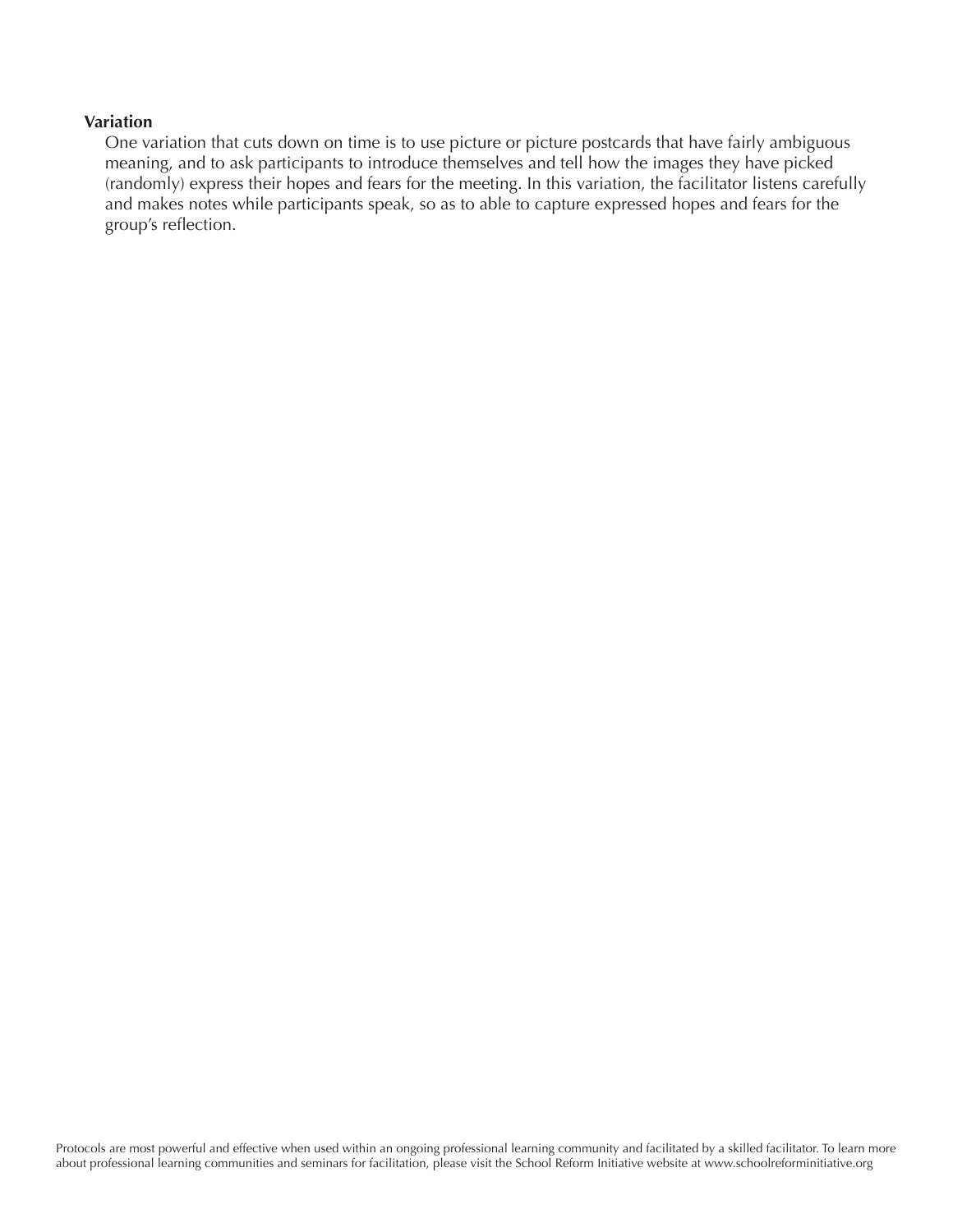**Variation**

One variation that cuts down on time is to use picture or picture postcards that have fairly ambiguous meaning, and to ask participants to introduce themselves and tell how the images they have picked (randomly) express their hopes and fears for the meeting. In this variation, the facilitator listens carefully and makes notes while participants speak, so as to able to capture expressed hopes and fears for the group's reflection.

Protocols are most powerful and effective when used within an ongoing professional learning community and facilitated by a skilled facilitator. To learn more about professional learning communities and seminars for facilitation, please visit the School Reform Initiative website at www.schoolreforminitiative.org